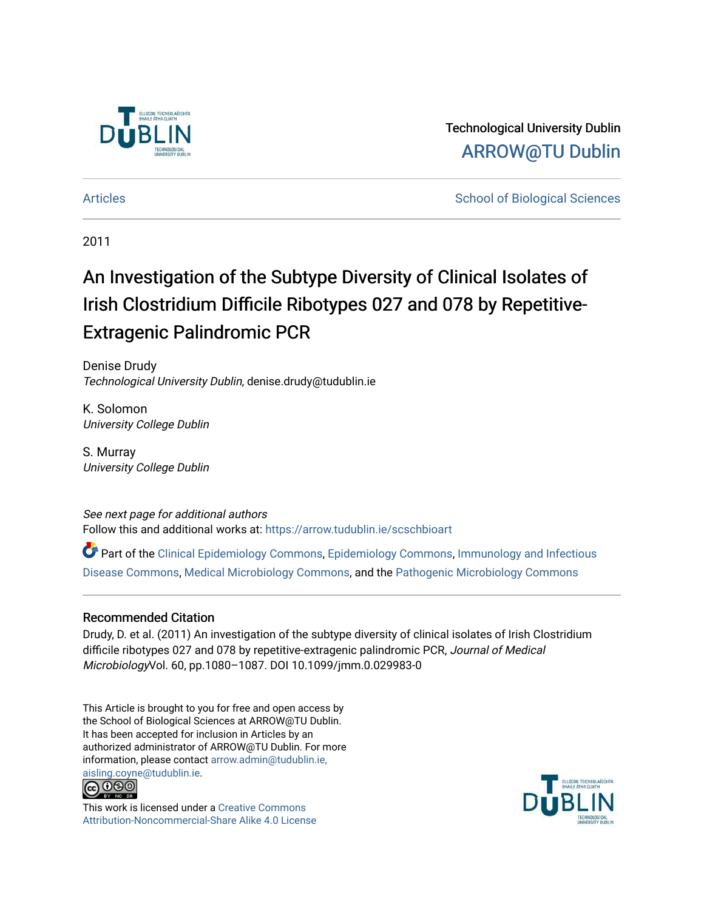Technological University Dublin

ARROW@TU Dublin

Articles

School of Biological Sciences

2011

# An Investigation of the Subtype Diversity of Clinical Isolates of Irish Clostridium Difficile Ribotypes 027 and 078 by Repetitive-Extragenic Palindromic PCR

Denise Drudy
*Technological University Dublin*, denise.drudy@tudublin.ie

K. Solomon
*University College Dublin*

S. Murray
*University College Dublin*

*See next page for additional authors*

Follow this and additional works at: https://arrow.tudublin.ie/scschbioart

Part of the Clinical Epidemiology Commons, Epidemiology Commons, Immunology and Infectious Disease Commons, Medical Microbiology Commons, and the Pathogenic Microbiology Commons

## Recommended Citation

Drudy, D. et al. (2011) An investigation of the subtype diversity of clinical isolates of Irish Clostridium difficile ribotypes 027 and 078 by repetitive-extragenic palindromic PCR, *Journal of Medical Microbiology*Vol. 60, pp.1080–1087. DOI 10.1099/jmm.0.029983-0

This Article is brought to you for free and open access by the School of Biological Sciences at ARROW@TU Dublin. It has been accepted for inclusion in Articles by an authorized administrator of ARROW@TU Dublin. For more information, please contact arrow.admin@tudublin.ie, aisling.coyne@tudublin.ie.

This work is licensed under a Creative Commons Attribution-Noncommercial-Share Alike 4.0 License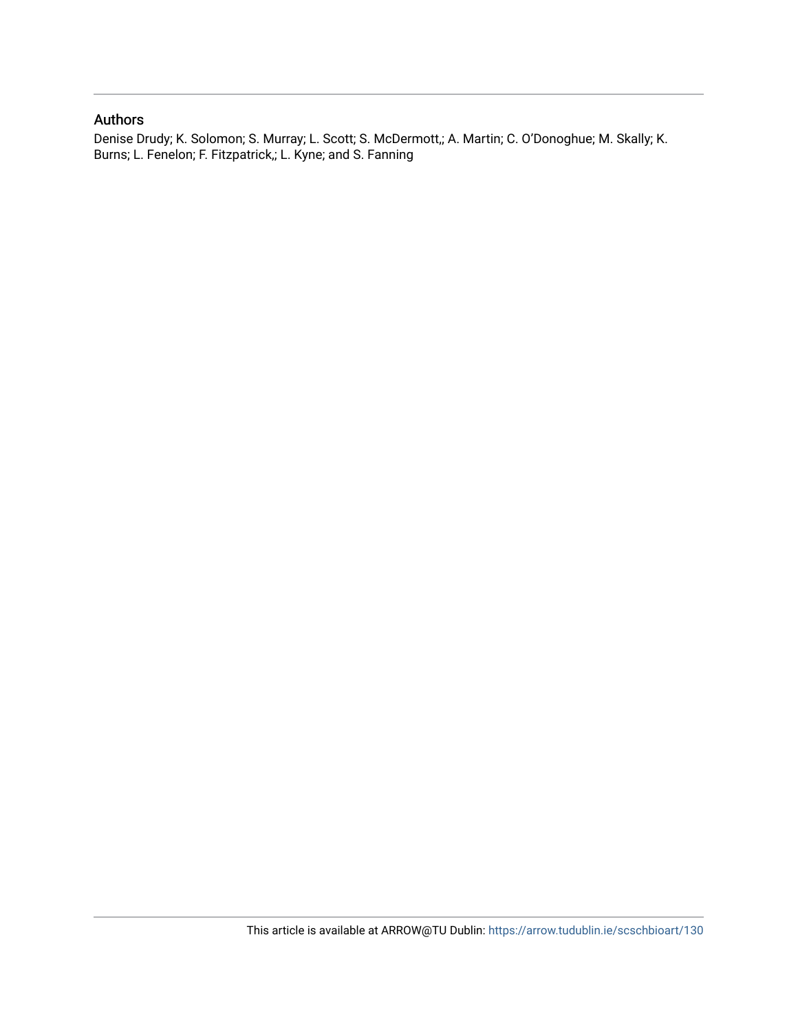## Authors

Denise Drudy; K. Solomon; S. Murray; L. Scott; S. McDermott,; A. Martin; C. O'Donoghue; M. Skally; K. Burns; L. Fenelon; F. Fitzpatrick,; L. Kyne; and S. Fanning

This article is available at ARROW@TU Dublin: https://arrow.tudublin.ie/scschbioart/130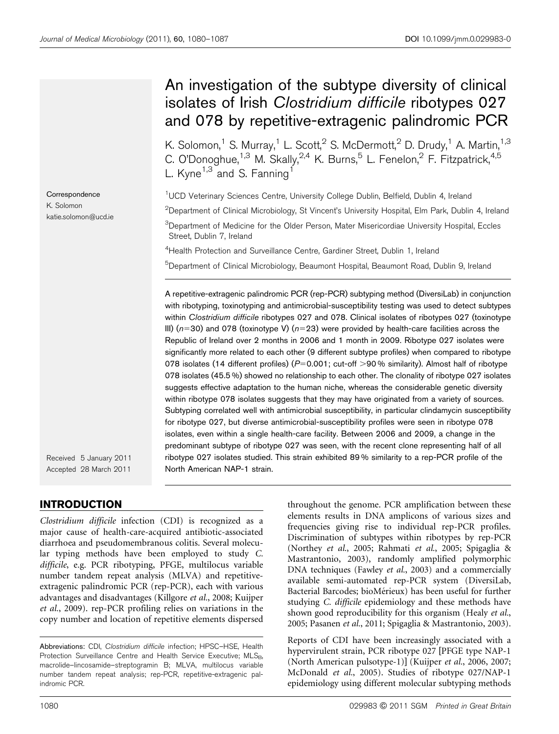# An investigation of the subtype diversity of clinical isolates of Irish *Clostridium difficile* ribotypes 027 and 078 by repetitive-extragenic palindromic PCR

K. Solomon,[1] S. Murray,[1] L. Scott,[2] S. McDermott,[2] D. Drudy,[1] A. Martin,[1,3] C. O'Donoghue,[1,3] M. Skally,[2,4] K. Burns,[5] L. Fenelon,[2] F. Fitzpatrick,[4,5] L. Kyne[1,3] and S. Fanning[1]

[1]UCD Veterinary Sciences Centre, University College Dublin, Belfield, Dublin 4, Ireland

[2]Department of Clinical Microbiology, St Vincent's University Hospital, Elm Park, Dublin 4, Ireland

[3]Department of Medicine for the Older Person, Mater Misericordiae University Hospital, Eccles Street, Dublin 7, Ireland

[4]Health Protection and Surveillance Centre, Gardiner Street, Dublin 1, Ireland

[5]Department of Clinical Microbiology, Beaumont Hospital, Beaumont Road, Dublin 9, Ireland

Correspondence
K. Solomon
katie.solomon@ucd.ie

Received 5 January 2011
Accepted 28 March 2011

A repetitive-extragenic palindromic PCR (rep-PCR) subtyping method (DiversiLab) in conjunction with ribotyping, toxinotyping and antimicrobial-susceptibility testing was used to detect subtypes within *Clostridium difficile* ribotypes 027 and 078. Clinical isolates of ribotypes 027 (toxinotype III) ($n=30$) and 078 (toxinotype V) ($n=23$) were provided by health-care facilities across the Republic of Ireland over 2 months in 2006 and 1 month in 2009. Ribotype 027 isolates were significantly more related to each other (9 different subtype profiles) when compared to ribotype 078 isolates (14 different profiles) ($P=0.001$; cut-off >90 % similarity). Almost half of ribotype 078 isolates (45.5 %) showed no relationship to each other. The clonality of ribotype 027 isolates suggests effective adaptation to the human niche, whereas the considerable genetic diversity within ribotype 078 isolates suggests that they may have originated from a variety of sources. Subtyping correlated well with antimicrobial susceptibility, in particular clindamycin susceptibility for ribotype 027, but diverse antimicrobial-susceptibility profiles were seen in ribotype 078 isolates, even within a single health-care facility. Between 2006 and 2009, a change in the predominant subtype of ribotype 027 was seen, with the recent clone representing half of all ribotype 027 isolates studied. This strain exhibited 89 % similarity to a rep-PCR profile of the North American NAP-1 strain.

## INTRODUCTION

*Clostridium difficile* infection (CDI) is recognized as a major cause of health-care-acquired antibiotic-associated diarrhoea and pseudomembranous colitis. Several molecular typing methods have been employed to study *C. difficile*, e.g. PCR ribotyping, PFGE, multilocus variable number tandem repeat analysis (MLVA) and repetitive-extragenic palindromic PCR (rep-PCR), each with various advantages and disadvantages (Killgore *et al.*, 2008; Kuijper *et al.*, 2009). rep-PCR profiling relies on variations in the copy number and location of repetitive elements dispersed throughout the genome. PCR amplification between these elements results in DNA amplicons of various sizes and frequencies giving rise to individual rep-PCR profiles. Discrimination of subtypes within ribotypes by rep-PCR (Northey *et al.*, 2005; Rahmati *et al.*, 2005; Spigaglia & Mastrantonio, 2003), randomly amplified polymorphic DNA techniques (Fawley *et al.*, 2003) and a commercially available semi-automated rep-PCR system (DiversiLab, Bacterial Barcodes; bioMérieux) has been useful for further studying *C. difficile* epidemiology and these methods have shown good reproducibility for this organism (Healy *et al.*, 2005; Pasanen *et al.*, 2011; Spigaglia & Mastrantonio, 2003).

Reports of CDI have been increasingly associated with a hypervirulent strain, PCR ribotype 027 [PFGE type NAP-1 (North American pulsotype-1)] (Kuijper *et al.*, 2006, 2007; McDonald *et al.*, 2005). Studies of ribotype 027/NAP-1 epidemiology using different molecular subtyping methods

Abbreviations: CDI, *Clostridium difficile* infection; HPSC–HSE, Health Protection Surveillance Centre and Health Service Executive; $MLS_B$, macrolide–lincosamide–streptogramin B; MLVA, multilocus variable number tandem repeat analysis; rep-PCR, repetitive-extragenic palindromic PCR.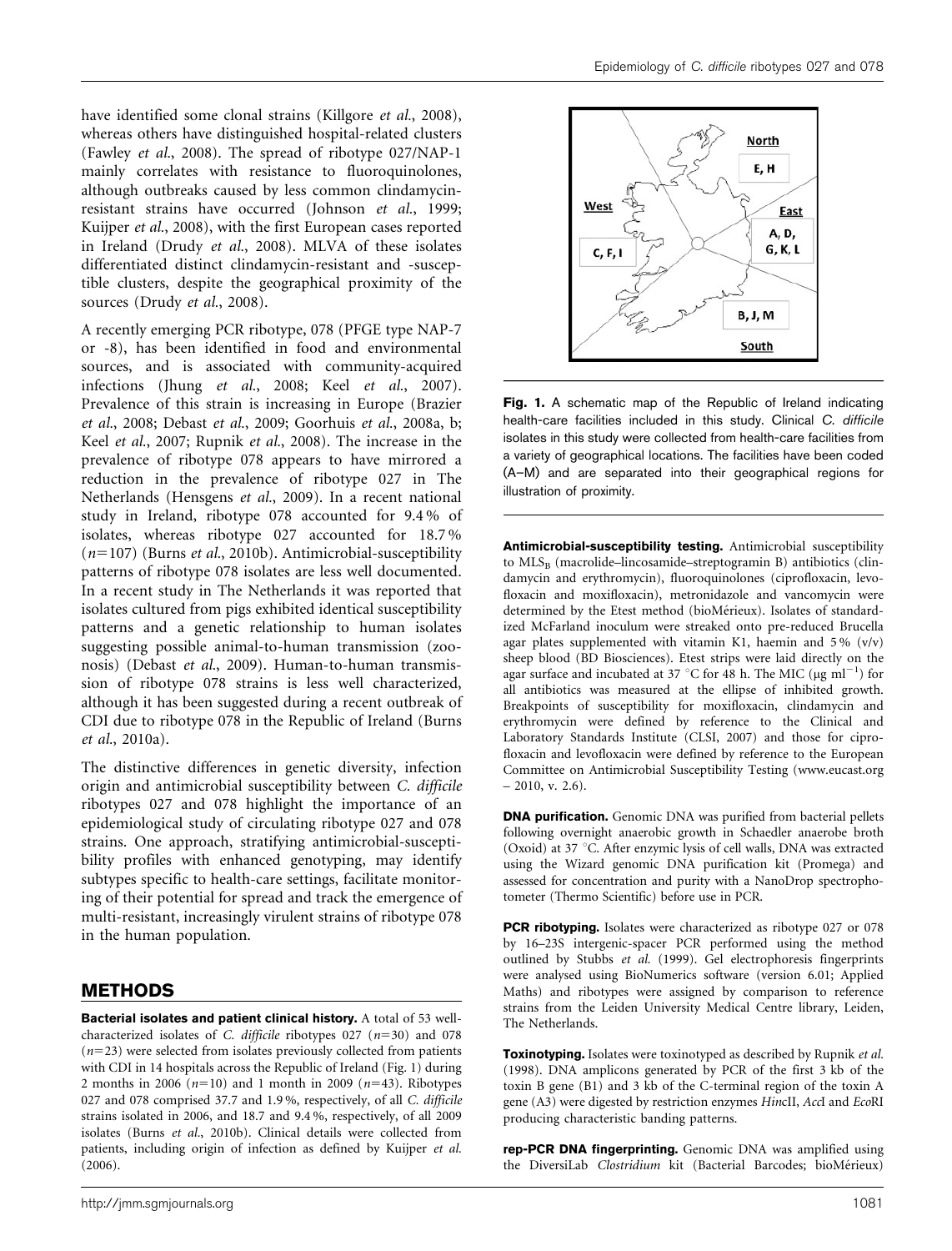have identified some clonal strains (Killgore *et al.*, 2008), whereas others have distinguished hospital-related clusters (Fawley *et al.*, 2008). The spread of ribotype 027/NAP-1 mainly correlates with resistance to fluoroquinolones, although outbreaks caused by less common clindamycin-resistant strains have occurred (Johnson *et al.*, 1999; Kuijper *et al.*, 2008), with the first European cases reported in Ireland (Drudy *et al.*, 2008). MLVA of these isolates differentiated distinct clindamycin-resistant and -susceptible clusters, despite the geographical proximity of the sources (Drudy *et al.*, 2008).

A recently emerging PCR ribotype, 078 (PFGE type NAP-7 or -8), has been identified in food and environmental sources, and is associated with community-acquired infections (Jhung *et al.*, 2008; Keel *et al.*, 2007). Prevalence of this strain is increasing in Europe (Brazier *et al.*, 2008; Debast *et al.*, 2009; Goorhuis *et al.*, 2008a, b; Keel *et al.*, 2007; Rupnik *et al.*, 2008). The increase in the prevalence of ribotype 078 appears to have mirrored a reduction in the prevalence of ribotype 027 in The Netherlands (Hensgens *et al.*, 2009). In a recent national study in Ireland, ribotype 078 accounted for 9.4 % of isolates, whereas ribotype 027 accounted for 18.7 % ($n$=107) (Burns *et al.*, 2010b). Antimicrobial-susceptibility patterns of ribotype 078 isolates are less well documented. In a recent study in The Netherlands it was reported that isolates cultured from pigs exhibited identical susceptibility patterns and a genetic relationship to human isolates suggesting possible animal-to-human transmission (zoonosis) (Debast *et al.*, 2009). Human-to-human transmission of ribotype 078 strains is less well characterized, although it has been suggested during a recent outbreak of CDI due to ribotype 078 in the Republic of Ireland (Burns *et al.*, 2010a).

The distinctive differences in genetic diversity, infection origin and antimicrobial susceptibility between *C. difficile* ribotypes 027 and 078 highlight the importance of an epidemiological study of circulating ribotype 027 and 078 strains. One approach, stratifying antimicrobial-susceptibility profiles with enhanced genotyping, may identify subtypes specific to health-care settings, facilitate monitoring of their potential for spread and track the emergence of multi-resistant, increasingly virulent strains of ribotype 078 in the human population.

## METHODS

**Bacterial isolates and patient clinical history.** A total of 53 well-characterized isolates of *C. difficile* ribotypes 027 ($n$=30) and 078 ($n$=23) were selected from isolates previously collected from patients with CDI in 14 hospitals across the Republic of Ireland (Fig. 1) during 2 months in 2006 ($n$=10) and 1 month in 2009 ($n$=43). Ribotypes 027 and 078 comprised 37.7 and 1.9 %, respectively, of all *C. difficile* strains isolated in 2006, and 18.7 and 9.4 %, respectively, of all 2009 isolates (Burns *et al.*, 2010b). Clinical details were collected from patients, including origin of infection as defined by Kuijper *et al.* (2006).

North: E, H
West: C, F, I
East: A, D, G, K, L
South: B, J, M

**Fig. 1.** A schematic map of the Republic of Ireland indicating health-care facilities included in this study. Clinical *C. difficile* isolates in this study were collected from health-care facilities from a variety of geographical locations. The facilities have been coded (A–M) and are separated into their geographical regions for illustration of proximity.

**Antimicrobial-susceptibility testing.** Antimicrobial susceptibility to $MLS_B$ (macrolide–lincosamide–streptogramin B) antibiotics (clindamycin and erythromycin), fluoroquinolones (ciprofloxacin, levofloxacin and moxifloxacin), metronidazole and vancomycin were determined by the Etest method (bioMérieux). Isolates of standardized McFarland inoculum were streaked onto pre-reduced Brucella agar plates supplemented with vitamin K1, haemin and 5 % (v/v) sheep blood (BD Biosciences). Etest strips were laid directly on the agar surface and incubated at 37 °C for 48 h. The MIC (μg $ml^{-1}$) for all antibiotics was measured at the ellipse of inhibited growth. Breakpoints of susceptibility for moxifloxacin, clindamycin and erythromycin were defined by reference to the Clinical and Laboratory Standards Institute (CLSI, 2007) and those for ciprofloxacin and levofloxacin were defined by reference to the European Committee on Antimicrobial Susceptibility Testing (www.eucast.org – 2010, v. 2.6).

**DNA purification.** Genomic DNA was purified from bacterial pellets following overnight anaerobic growth in Schaedler anaerobe broth (Oxoid) at 37 °C. After enzymic lysis of cell walls, DNA was extracted using the Wizard genomic DNA purification kit (Promega) and assessed for concentration and purity with a NanoDrop spectrophotometer (Thermo Scientific) before use in PCR.

**PCR ribotyping.** Isolates were characterized as ribotype 027 or 078 by 16–23S intergenic-spacer PCR performed using the method outlined by Stubbs *et al.* (1999). Gel electrophoresis fingerprints were analysed using BioNumerics software (version 6.01; Applied Maths) and ribotypes were assigned by comparison to reference strains from the Leiden University Medical Centre library, Leiden, The Netherlands.

**Toxinotyping.** Isolates were toxinotyped as described by Rupnik *et al.* (1998). DNA amplicons generated by PCR of the first 3 kb of the toxin B gene (B1) and 3 kb of the C-terminal region of the toxin A gene (A3) were digested by restriction enzymes *Hin*cII, *Acc*I and *Eco*RI producing characteristic banding patterns.

**rep-PCR DNA fingerprinting.** Genomic DNA was amplified using the DiversiLab *Clostridium* kit (Bacterial Barcodes; bioMérieux)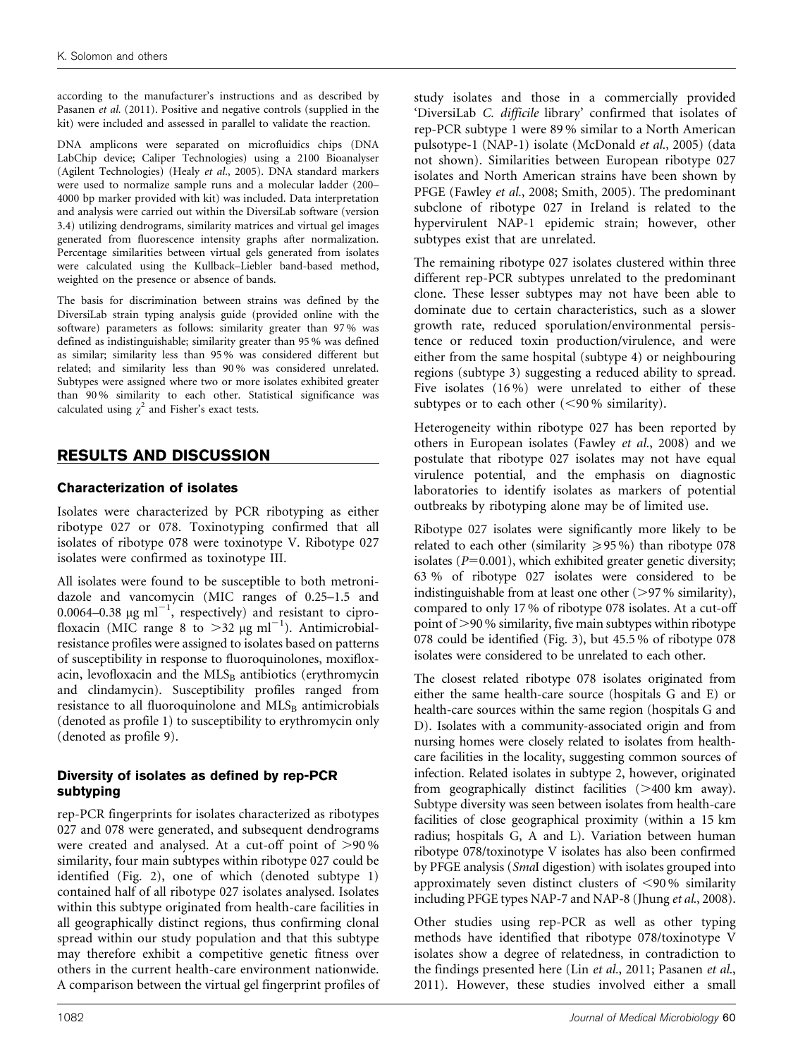according to the manufacturer's instructions and as described by Pasanen *et al.* (2011). Positive and negative controls (supplied in the kit) were included and assessed in parallel to validate the reaction.

DNA amplicons were separated on microfluidics chips (DNA LabChip device; Caliper Technologies) using a 2100 Bioanalyser (Agilent Technologies) (Healy *et al.*, 2005). DNA standard markers were used to normalize sample runs and a molecular ladder (200–4000 bp marker provided with kit) was included. Data interpretation and analysis were carried out within the DiversiLab software (version 3.4) utilizing dendrograms, similarity matrices and virtual gel images generated from fluorescence intensity graphs after normalization. Percentage similarities between virtual gels generated from isolates were calculated using the Kullback–Liebler band-based method, weighted on the presence or absence of bands.

The basis for discrimination between strains was defined by the DiversiLab strain typing analysis guide (provided online with the software) parameters as follows: similarity greater than 97 % was defined as indistinguishable; similarity greater than 95 % was defined as similar; similarity less than 95 % was considered different but related; and similarity less than 90 % was considered unrelated. Subtypes were assigned where two or more isolates exhibited greater than 90 % similarity to each other. Statistical significance was calculated using $\chi^2$ and Fisher's exact tests.

## RESULTS AND DISCUSSION

### Characterization of isolates

Isolates were characterized by PCR ribotyping as either ribotype 027 or 078. Toxinotyping confirmed that all isolates of ribotype 078 were toxinotype V. Ribotype 027 isolates were confirmed as toxinotype III.

All isolates were found to be susceptible to both metronidazole and vancomycin (MIC ranges of 0.25–1.5 and 0.0064–0.38 μg $ml^{-1}$, respectively) and resistant to ciprofloxacin (MIC range 8 to >32 μg $ml^{-1}$). Antimicrobial-resistance profiles were assigned to isolates based on patterns of susceptibility in response to fluoroquinolones, moxifloxacin, levofloxacin and the $MLS_B$ antibiotics (erythromycin and clindamycin). Susceptibility profiles ranged from resistance to all fluoroquinolone and $MLS_B$ antimicrobials (denoted as profile 1) to susceptibility to erythromycin only (denoted as profile 9).

### Diversity of isolates as defined by rep-PCR subtyping

rep-PCR fingerprints for isolates characterized as ribotypes 027 and 078 were generated, and subsequent dendrograms were created and analysed. At a cut-off point of >90 % similarity, four main subtypes within ribotype 027 could be identified (Fig. 2), one of which (denoted subtype 1) contained half of all ribotype 027 isolates analysed. Isolates within this subtype originated from health-care facilities in all geographically distinct regions, thus confirming clonal spread within our study population and that this subtype may therefore exhibit a competitive genetic fitness over others in the current health-care environment nationwide. A comparison between the virtual gel fingerprint profiles of study isolates and those in a commercially provided 'DiversiLab *C. difficile* library' confirmed that isolates of rep-PCR subtype 1 were 89 % similar to a North American pulsotype-1 (NAP-1) isolate (McDonald *et al.*, 2005) (data not shown). Similarities between European ribotype 027 isolates and North American strains have been shown by PFGE (Fawley *et al.*, 2008; Smith, 2005). The predominant subclone of ribotype 027 in Ireland is related to the hypervirulent NAP-1 epidemic strain; however, other subtypes exist that are unrelated.

The remaining ribotype 027 isolates clustered within three different rep-PCR subtypes unrelated to the predominant clone. These lesser subtypes may not have been able to dominate due to certain characteristics, such as a slower growth rate, reduced sporulation/environmental persistence or reduced toxin production/virulence, and were either from the same hospital (subtype 4) or neighbouring regions (subtype 3) suggesting a reduced ability to spread. Five isolates (16 %) were unrelated to either of these subtypes or to each other (<90 % similarity).

Heterogeneity within ribotype 027 has been reported by others in European isolates (Fawley *et al.*, 2008) and we postulate that ribotype 027 isolates may not have equal virulence potential, and the emphasis on diagnostic laboratories to identify isolates as markers of potential outbreaks by ribotyping alone may be of limited use.

Ribotype 027 isolates were significantly more likely to be related to each other (similarity ⩾95 %) than ribotype 078 isolates ($P=0.001$), which exhibited greater genetic diversity; 63 % of ribotype 027 isolates were considered to be indistinguishable from at least one other (>97 % similarity), compared to only 17 % of ribotype 078 isolates. At a cut-off point of >90 % similarity, five main subtypes within ribotype 078 could be identified (Fig. 3), but 45.5 % of ribotype 078 isolates were considered to be unrelated to each other.

The closest related ribotype 078 isolates originated from either the same health-care source (hospitals G and E) or health-care sources within the same region (hospitals G and D). Isolates with a community-associated origin and from nursing homes were closely related to isolates from health-care facilities in the locality, suggesting common sources of infection. Related isolates in subtype 2, however, originated from geographically distinct facilities (>400 km away). Subtype diversity was seen between isolates from health-care facilities of close geographical proximity (within a 15 km radius; hospitals G, A and L). Variation between human ribotype 078/toxinotype V isolates has also been confirmed by PFGE analysis (*Sma*I digestion) with isolates grouped into approximately seven distinct clusters of <90 % similarity including PFGE types NAP-7 and NAP-8 (Jhung *et al.*, 2008).

Other studies using rep-PCR as well as other typing methods have identified that ribotype 078/toxinotype V isolates show a degree of relatedness, in contradiction to the findings presented here (Lin *et al.*, 2011; Pasanen *et al.*, 2011). However, these studies involved either a small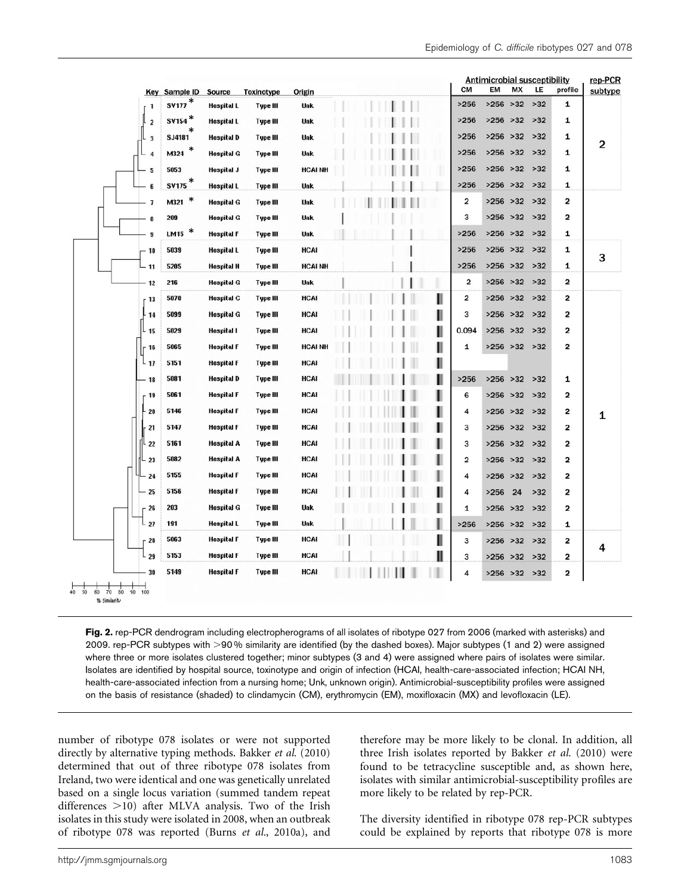| Key | Sample ID | Source | Toxinotype | Origin | CM | EM | MX | LE | profile | rep-PCR subtype |
|---|---|---|---|---|---|---|---|---|---|---|
| 1 | SV177 * | Hospital L | Type III | Unk | >256 | >256 | >32 | >32 | 1 | 2 |
| 2 | SV154 * | Hospital L | Type III | Unk | >256 | >256 | >32 | >32 | 1 | 2 |
| 3 | SJ4181 * | Hospital D | Type III | Unk | >256 | >256 | >32 | >32 | 1 | 2 |
| 4 | M324 * | Hospital G | Type III | Unk | >256 | >256 | >32 | >32 | 1 | 2 |
| 5 | 5053 | Hospital J | Type III | HCAI NH | >256 | >256 | >32 | >32 | 1 | 2 |
| 6 | SV175 * | Hospital L | Type III | Unk | >256 | >256 | >32 | >32 | 1 | 2 |
| 7 | M321 * | Hospital G | Type III | Unk | 2 | >256 | >32 | >32 | 2 | |
| 8 | 209 | Hospital G | Type III | Unk | 3 | >256 | >32 | >32 | 2 | |
| 9 | LM15 * | Hospital F | Type III | Unk | >256 | >256 | >32 | >32 | 1 | |
| 10 | 5039 | Hospital L | Type III | HCAI | >256 | >256 | >32 | >32 | 1 | 3 |
| 11 | 5205 | Hospital H | Type III | HCAI NH | >256 | >256 | >32 | >32 | 1 | 3 |
| 12 | 216 | Hospital G | Type III | Unk | 2 | >256 | >32 | >32 | 2 | |
| 13 | 5070 | Hospital C | Type III | HCAI | 2 | >256 | >32 | >32 | 2 | 1 |
| 14 | 5099 | Hospital G | Type III | HCAI | 3 | >256 | >32 | >32 | 2 | 1 |
| 15 | 5029 | Hospital I | Type III | HCAI | 0.094 | >256 | >32 | >32 | 2 | 1 |
| 16 | 5065 | Hospital F | Type III | HCAI NH | 1 | >256 | >32 | >32 | 2 | 1 |
| 17 | 5151 | Hospital F | Type III | HCAI | | | | | | 1 |
| 18 | 5081 | Hospital D | Type III | HCAI | >256 | >256 | >32 | >32 | 1 | 1 |
| 19 | 5061 | Hospital F | Type III | HCAI | 6 | >256 | >32 | >32 | 2 | 1 |
| 20 | 5146 | Hospital F | Type III | HCAI | 4 | >256 | >32 | >32 | 2 | 1 |
| 21 | 5147 | Hospital F | Type III | HCAI | 3 | >256 | >32 | >32 | 2 | 1 |
| 22 | 5161 | Hospital A | Type III | HCAI | 3 | >256 | >32 | >32 | 2 | 1 |
| 23 | 5082 | Hospital A | Type III | HCAI | 2 | >256 | >32 | >32 | 2 | 1 |
| 24 | 5155 | Hospital F | Type III | HCAI | 4 | >256 | >32 | >32 | 2 | 1 |
| 25 | 5156 | Hospital F | Type III | HCAI | 4 | >256 | 24 | >32 | 2 | 1 |
| 26 | 203 | Hospital G | Type III | Unk | 1 | >256 | >32 | >32 | 2 | 1 |
| 27 | 191 | Hospital L | Type III | Unk | >256 | >256 | >32 | >32 | 1 | 1 |
| 28 | 5063 | Hospital F | Type III | HCAI | 3 | >256 | >32 | >32 | 2 | 4 |
| 29 | 5153 | Hospital F | Type III | HCAI | 3 | >256 | >32 | >32 | 2 | 4 |
| 30 | 5149 | Hospital F | Type III | HCAI | 4 | >256 | >32 | >32 | 2 | |

**Fig. 2.** rep-PCR dendrogram including electropherograms of all isolates of ribotype 027 from 2006 (marked with asterisks) and 2009. rep-PCR subtypes with >90 % similarity are identified (by the dashed boxes). Major subtypes (1 and 2) were assigned where three or more isolates clustered together; minor subtypes (3 and 4) were assigned where pairs of isolates were similar. Isolates are identified by hospital source, toxinotype and origin of infection (HCAI, health-care-associated infection; HCAI NH, health-care-associated infection from a nursing home; Unk, unknown origin). Antimicrobial-susceptibility profiles were assigned on the basis of resistance (shaded) to clindamycin (CM), erythromycin (EM), moxifloxacin (MX) and levofloxacin (LE).

number of ribotype 078 isolates or were not supported directly by alternative typing methods. Bakker *et al.* (2010) determined that out of three ribotype 078 isolates from Ireland, two were identical and one was genetically unrelated based on a single locus variation (summed tandem repeat differences >10) after MLVA analysis. Two of the Irish isolates in this study were isolated in 2008, when an outbreak of ribotype 078 was reported (Burns *et al.*, 2010a), and therefore may be more likely to be clonal. In addition, all three Irish isolates reported by Bakker *et al.* (2010) were found to be tetracycline susceptible and, as shown here, isolates with similar antimicrobial-susceptibility profiles are more likely to be related by rep-PCR.

The diversity identified in ribotype 078 rep-PCR subtypes could be explained by reports that ribotype 078 is more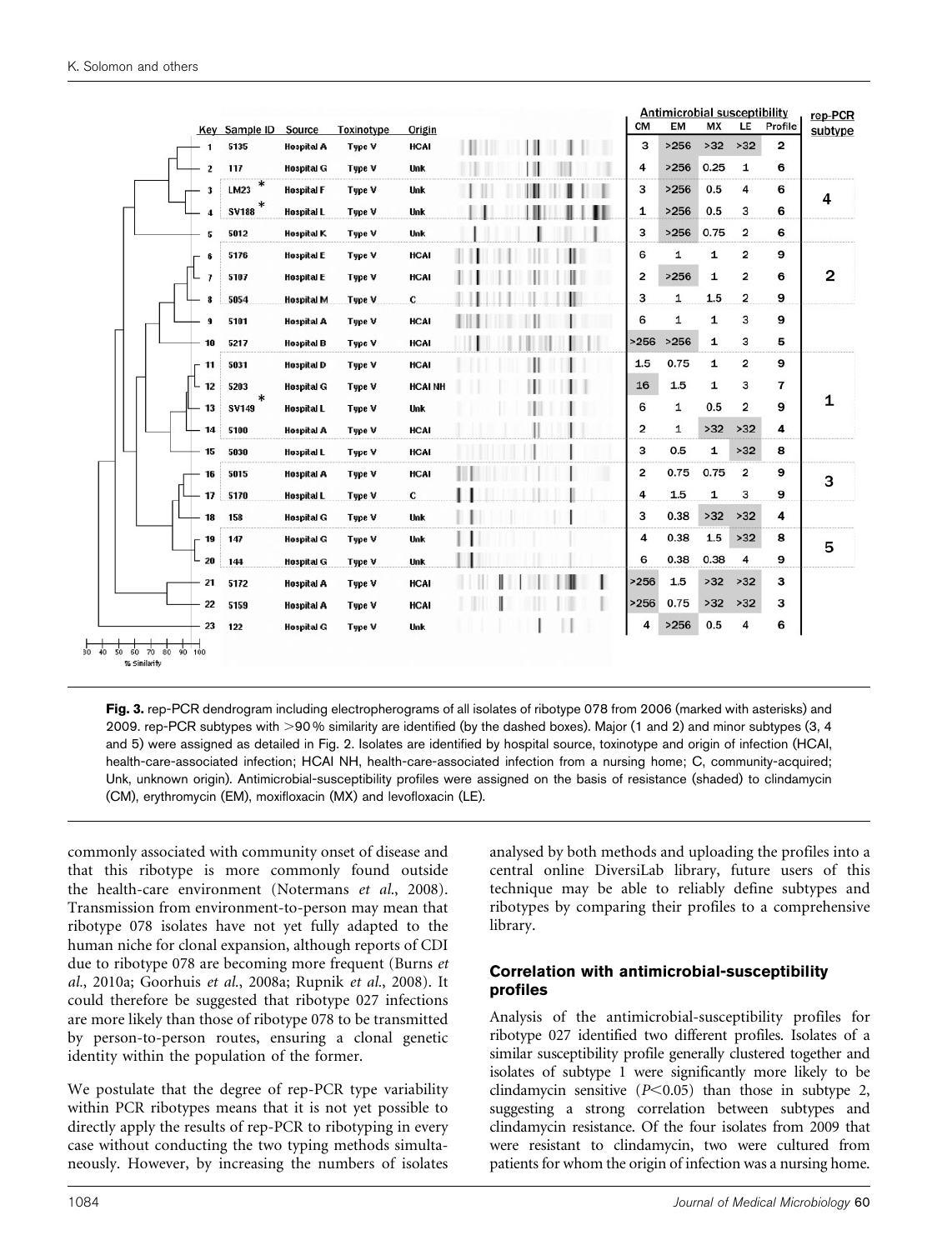| Key | Sample ID | Source | Toxinotype | Origin | CM | EM | MX | LE | Profile | rep-PCR subtype |
|---|---|---|---|---|---|---|---|---|---|---|
| 1 | 5135 | Hospital A | Type V | HCAI | 3 | >256 | >32 | >32 | 2 | |
| 2 | 117 | Hospital G | Type V | Unk | 4 | >256 | 0.25 | 1 | 6 | |
| 3 | LM23 * | Hospital F | Type V | Unk | 3 | >256 | 0.5 | 4 | 6 | 4 |
| 4 | SV188 * | Hospital L | Type V | Unk | 1 | >256 | 0.5 | 3 | 6 | 4 |
| 5 | 5012 | Hospital K | Type V | Unk | 3 | >256 | 0.75 | 2 | 6 | |
| 6 | 5176 | Hospital E | Type V | HCAI | 6 | 1 | 1 | 2 | 9 | 2 |
| 7 | 5107 | Hospital E | Type V | HCAI | 2 | >256 | 1 | 2 | 6 | 2 |
| 8 | 5054 | Hospital M | Type V | C | 3 | 1 | 1.5 | 2 | 9 | 2 |
| 9 | 5101 | Hospital A | Type V | HCAI | 6 | 1 | 1 | 3 | 9 | |
| 10 | 5217 | Hospital B | Type V | HCAI | >256 | >256 | 1 | 3 | 5 | |
| 11 | 5031 | Hospital D | Type V | HCAI | 1.5 | 0.75 | 1 | 2 | 9 | 1 |
| 12 | 5203 | Hospital G | Type V | HCAI NH | 16 | 1.5 | 1 | 3 | 7 | 1 |
| 13 | SV149 * | Hospital L | Type V | Unk | 6 | 1 | 0.5 | 2 | 9 | 1 |
| 14 | 5100 | Hospital A | Type V | HCAI | 2 | 1 | >32 | >32 | 4 | 1 |
| 15 | 5030 | Hospital L | Type V | HCAI | 3 | 0.5 | 1 | >32 | 8 | |
| 16 | 5015 | Hospital A | Type V | HCAI | 2 | 0.75 | 0.75 | 2 | 9 | 3 |
| 17 | 5170 | Hospital L | Type V | C | 4 | 1.5 | 1 | 3 | 9 | 3 |
| 18 | 158 | Hospital G | Type V | Unk | 3 | 0.38 | >32 | >32 | 4 | |
| 19 | 147 | Hospital G | Type V | Unk | 4 | 0.38 | 1.5 | >32 | 8 | 5 |
| 20 | 144 | Hospital G | Type V | Unk | 6 | 0.38 | 0.38 | 4 | 9 | 5 |
| 21 | 5172 | Hospital A | Type V | HCAI | >256 | 1.5 | >32 | >32 | 3 | |
| 22 | 5159 | Hospital A | Type V | HCAI | >256 | 0.75 | >32 | >32 | 3 | |
| 23 | 122 | Hospital G | Type V | Unk | 4 | >256 | 0.5 | 4 | 6 | |

**Fig. 3.** rep-PCR dendrogram including electropherograms of all isolates of ribotype 078 from 2006 (marked with asterisks) and 2009. rep-PCR subtypes with >90 % similarity are identified (by the dashed boxes). Major (1 and 2) and minor subtypes (3, 4 and 5) were assigned as detailed in Fig. 2. Isolates are identified by hospital source, toxinotype and origin of infection (HCAI, health-care-associated infection; HCAI NH, health-care-associated infection from a nursing home; C, community-acquired; Unk, unknown origin). Antimicrobial-susceptibility profiles were assigned on the basis of resistance (shaded) to clindamycin (CM), erythromycin (EM), moxifloxacin (MX) and levofloxacin (LE).

commonly associated with community onset of disease and that this ribotype is more commonly found outside the health-care environment (Notermans *et al.*, 2008). Transmission from environment-to-person may mean that ribotype 078 isolates have not yet fully adapted to the human niche for clonal expansion, although reports of CDI due to ribotype 078 are becoming more frequent (Burns *et al.*, 2010a; Goorhuis *et al.*, 2008a; Rupnik *et al.*, 2008). It could therefore be suggested that ribotype 027 infections are more likely than those of ribotype 078 to be transmitted by person-to-person routes, ensuring a clonal genetic identity within the population of the former.

We postulate that the degree of rep-PCR type variability within PCR ribotypes means that it is not yet possible to directly apply the results of rep-PCR to ribotyping in every case without conducting the two typing methods simultaneously. However, by increasing the numbers of isolates analysed by both methods and uploading the profiles into a central online DiversiLab library, future users of this technique may be able to reliably define subtypes and ribotypes by comparing their profiles to a comprehensive library.

### Correlation with antimicrobial-susceptibility profiles

Analysis of the antimicrobial-susceptibility profiles for ribotype 027 identified two different profiles. Isolates of a similar susceptibility profile generally clustered together and isolates of subtype 1 were significantly more likely to be clindamycin sensitive ($P<0.05$) than those in subtype 2, suggesting a strong correlation between subtypes and clindamycin resistance. Of the four isolates from 2009 that were resistant to clindamycin, two were cultured from patients for whom the origin of infection was a nursing home.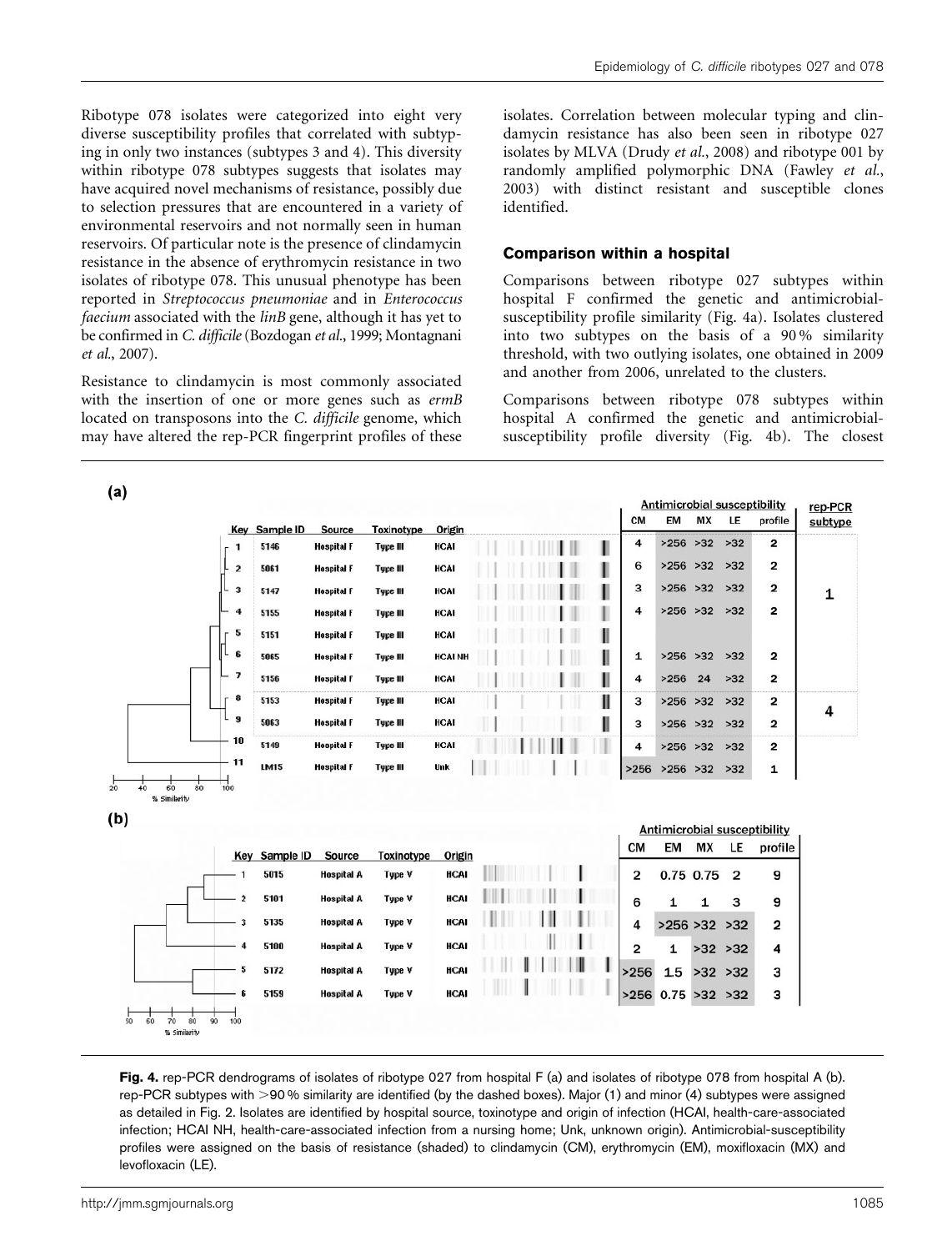Ribotype 078 isolates were categorized into eight very diverse susceptibility profiles that correlated with subtyping in only two instances (subtypes 3 and 4). This diversity within ribotype 078 subtypes suggests that isolates may have acquired novel mechanisms of resistance, possibly due to selection pressures that are encountered in a variety of environmental reservoirs and not normally seen in human reservoirs. Of particular note is the presence of clindamycin resistance in the absence of erythromycin resistance in two isolates of ribotype 078. This unusual phenotype has been reported in *Streptococcus pneumoniae* and in *Enterococcus faecium* associated with the *linB* gene, although it has yet to be confirmed in *C. difficile* (Bozdogan *et al*., 1999; Montagnani *et al*., 2007).

Resistance to clindamycin is most commonly associated with the insertion of one or more genes such as *ermB* located on transposons into the *C. difficile* genome, which may have altered the rep-PCR fingerprint profiles of these isolates. Correlation between molecular typing and clindamycin resistance has also been seen in ribotype 027 isolates by MLVA (Drudy *et al*., 2008) and ribotype 001 by randomly amplified polymorphic DNA (Fawley *et al*., 2003) with distinct resistant and susceptible clones identified.

### Comparison within a hospital

Comparisons between ribotype 027 subtypes within hospital F confirmed the genetic and antimicrobial-susceptibility profile similarity (Fig. 4a). Isolates clustered into two subtypes on the basis of a 90 % similarity threshold, with two outlying isolates, one obtained in 2009 and another from 2006, unrelated to the clusters.

Comparisons between ribotype 078 subtypes within hospital A confirmed the genetic and antimicrobial-susceptibility profile diversity (Fig. 4b). The closest

(a)

| Key | Sample ID | Source | Toxinotype | Origin | CM | EM | MX | LE | profile | rep-PCR subtype |
|---|---|---|---|---|---|---|---|---|---|---|
| 1 | 5146 | Hospital F | Type III | HCAI | 4 | >256 | >32 | >32 | 2 | 1 |
| 2 | 5061 | Hospital F | Type III | HCAI | 6 | >256 | >32 | >32 | 2 | 1 |
| 3 | 5147 | Hospital F | Type III | HCAI | 3 | >256 | >32 | >32 | 2 | 1 |
| 4 | 5155 | Hospital F | Type III | HCAI | 4 | >256 | >32 | >32 | 2 | 1 |
| 5 | 5151 | Hospital F | Type III | HCAI | | | | | | 1 |
| 6 | 5065 | Hospital F | Type III | HCAI NH | 1 | >256 | >32 | >32 | 2 | 1 |
| 7 | 5156 | Hospital F | Type III | HCAI | 4 | >256 | 24 | >32 | 2 | 1 |
| 8 | 5153 | Hospital F | Type III | HCAI | 3 | >256 | >32 | >32 | 2 | 4 |
| 9 | 5063 | Hospital F | Type III | HCAI | 3 | >256 | >32 | >32 | 2 | 4 |
| 10 | 5149 | Hospital F | Type III | HCAI | 4 | >256 | >32 | >32 | 2 | |
| 11 | LM15 | Hospital F | Type III | Unk | >256 | >256 | >32 | >32 | 1 | |

(b)

| Key | Sample ID | Source | Toxinotype | Origin | CM | EM | MX | LE | profile |
|---|---|---|---|---|---|---|---|---|---|
| 1 | 5015 | Hospital A | Type V | HCAI | 2 | 0.75 | 0.75 | 2 | 9 |
| 2 | 5101 | Hospital A | Type V | HCAI | 6 | 1 | 1 | 3 | 9 |
| 3 | 5135 | Hospital A | Type V | HCAI | 4 | >256 | >32 | >32 | 2 |
| 4 | 5100 | Hospital A | Type V | HCAI | 2 | 1 | >32 | >32 | 4 |
| 5 | 5172 | Hospital A | Type V | HCAI | >256 | 1.5 | >32 | >32 | 3 |
| 6 | 5159 | Hospital A | Type V | HCAI | >256 | 0.75 | >32 | >32 | 3 |

**Fig. 4.** rep-PCR dendrograms of isolates of ribotype 027 from hospital F (a) and isolates of ribotype 078 from hospital A (b). rep-PCR subtypes with >90 % similarity are identified (by the dashed boxes). Major (1) and minor (4) subtypes were assigned as detailed in Fig. 2. Isolates are identified by hospital source, toxinotype and origin of infection (HCAI, health-care-associated infection; HCAI NH, health-care-associated infection from a nursing home; Unk, unknown origin). Antimicrobial-susceptibility profiles were assigned on the basis of resistance (shaded) to clindamycin (CM), erythromycin (EM), moxifloxacin (MX) and levofloxacin (LE).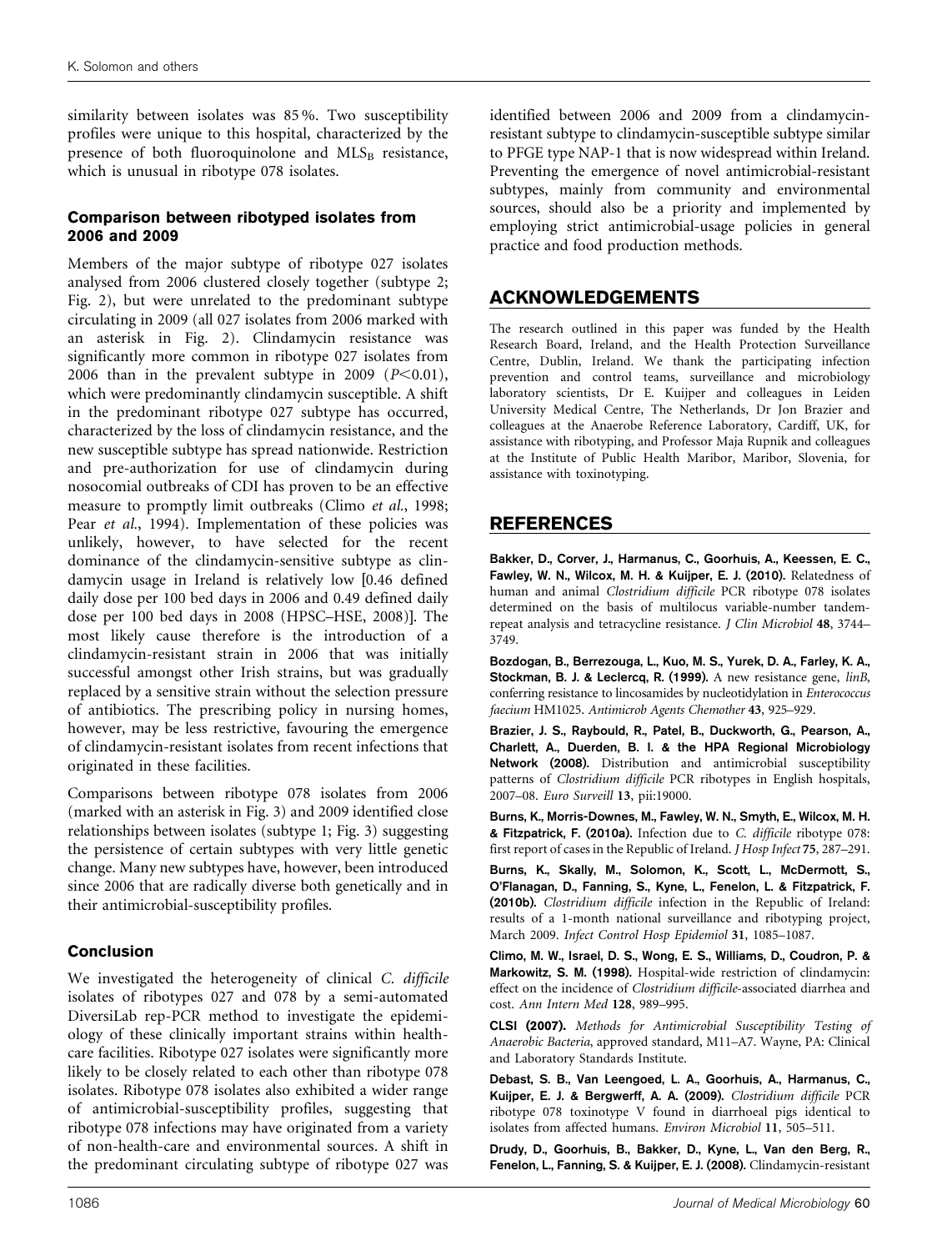similarity between isolates was 85 %. Two susceptibility profiles were unique to this hospital, characterized by the presence of both fluoroquinolone and $MLS_B$ resistance, which is unusual in ribotype 078 isolates.

### Comparison between ribotyped isolates from 2006 and 2009

Members of the major subtype of ribotype 027 isolates analysed from 2006 clustered closely together (subtype 2; Fig. 2), but were unrelated to the predominant subtype circulating in 2009 (all 027 isolates from 2006 marked with an asterisk in Fig. 2). Clindamycin resistance was significantly more common in ribotype 027 isolates from 2006 than in the prevalent subtype in 2009 ($P<0.01$), which were predominantly clindamycin susceptible. A shift in the predominant ribotype 027 subtype has occurred, characterized by the loss of clindamycin resistance, and the new susceptible subtype has spread nationwide. Restriction and pre-authorization for use of clindamycin during nosocomial outbreaks of CDI has proven to be an effective measure to promptly limit outbreaks (Climo *et al.*, 1998; Pear *et al.*, 1994). Implementation of these policies was unlikely, however, to have selected for the recent dominance of the clindamycin-sensitive subtype as clindamycin usage in Ireland is relatively low [0.46 defined daily dose per 100 bed days in 2006 and 0.49 defined daily dose per 100 bed days in 2008 (HPSC–HSE, 2008)]. The most likely cause therefore is the introduction of a clindamycin-resistant strain in 2006 that was initially successful amongst other Irish strains, but was gradually replaced by a sensitive strain without the selection pressure of antibiotics. The prescribing policy in nursing homes, however, may be less restrictive, favouring the emergence of clindamycin-resistant isolates from recent infections that originated in these facilities.

Comparisons between ribotype 078 isolates from 2006 (marked with an asterisk in Fig. 3) and 2009 identified close relationships between isolates (subtype 1; Fig. 3) suggesting the persistence of certain subtypes with very little genetic change. Many new subtypes have, however, been introduced since 2006 that are radically diverse both genetically and in their antimicrobial-susceptibility profiles.

### Conclusion

We investigated the heterogeneity of clinical *C. difficile* isolates of ribotypes 027 and 078 by a semi-automated DiversiLab rep-PCR method to investigate the epidemiology of these clinically important strains within health-care facilities. Ribotype 027 isolates were significantly more likely to be closely related to each other than ribotype 078 isolates. Ribotype 078 isolates also exhibited a wider range of antimicrobial-susceptibility profiles, suggesting that ribotype 078 infections may have originated from a variety of non-health-care and environmental sources. A shift in the predominant circulating subtype of ribotype 027 was identified between 2006 and 2009 from a clindamycin-resistant subtype to clindamycin-susceptible subtype similar to PFGE type NAP-1 that is now widespread within Ireland. Preventing the emergence of novel antimicrobial-resistant subtypes, mainly from community and environmental sources, should also be a priority and implemented by employing strict antimicrobial-usage policies in general practice and food production methods.

## ACKNOWLEDGEMENTS

The research outlined in this paper was funded by the Health Research Board, Ireland, and the Health Protection Surveillance Centre, Dublin, Ireland. We thank the participating infection prevention and control teams, surveillance and microbiology laboratory scientists, Dr E. Kuijper and colleagues in Leiden University Medical Centre, The Netherlands, Dr Jon Brazier and colleagues at the Anaerobe Reference Laboratory, Cardiff, UK, for assistance with ribotyping, and Professor Maja Rupnik and colleagues at the Institute of Public Health Maribor, Maribor, Slovenia, for assistance with toxinotyping.

## REFERENCES

**Bakker, D., Corver, J., Harmanus, C., Goorhuis, A., Keessen, E. C., Fawley, W. N., Wilcox, M. H. & Kuijper, E. J. (2010).** Relatedness of human and animal *Clostridium difficile* PCR ribotype 078 isolates determined on the basis of multilocus variable-number tandem-repeat analysis and tetracycline resistance. *J Clin Microbiol* **48**, 3744–3749.

**Bozdogan, B., Berrezouga, L., Kuo, M. S., Yurek, D. A., Farley, K. A., Stockman, B. J. & Leclercq, R. (1999).** A new resistance gene, *linB*, conferring resistance to lincosamides by nucleotidylation in *Enterococcus faecium* HM1025. *Antimicrob Agents Chemother* **43**, 925–929.

**Brazier, J. S., Raybould, R., Patel, B., Duckworth, G., Pearson, A., Charlett, A., Duerden, B. I. & the HPA Regional Microbiology Network (2008).** Distribution and antimicrobial susceptibility patterns of *Clostridium difficile* PCR ribotypes in English hospitals, 2007–08. *Euro Surveill* **13**, pii:19000.

**Burns, K., Morris-Downes, M., Fawley, W. N., Smyth, E., Wilcox, M. H. & Fitzpatrick, F. (2010a).** Infection due to *C. difficile* ribotype 078: first report of cases in the Republic of Ireland. *J Hosp Infect* **75**, 287–291.

**Burns, K., Skally, M., Solomon, K., Scott, L., McDermott, S., O'Flanagan, D., Fanning, S., Kyne, L., Fenelon, L. & Fitzpatrick, F. (2010b).** *Clostridium difficile* infection in the Republic of Ireland: results of a 1-month national surveillance and ribotyping project, March 2009. *Infect Control Hosp Epidemiol* **31**, 1085–1087.

**Climo, M. W., Israel, D. S., Wong, E. S., Williams, D., Coudron, P. & Markowitz, S. M. (1998).** Hospital-wide restriction of clindamycin: effect on the incidence of *Clostridium difficile*-associated diarrhea and cost. *Ann Intern Med* **128**, 989–995.

**CLSI (2007).** *Methods for Antimicrobial Susceptibility Testing of Anaerobic Bacteria*, approved standard, M11–A7. Wayne, PA: Clinical and Laboratory Standards Institute.

**Debast, S. B., Van Leengoed, L. A., Goorhuis, A., Harmanus, C., Kuijper, E. J. & Bergwerff, A. A. (2009).** *Clostridium difficile* PCR ribotype 078 toxinotype V found in diarrhoeal pigs identical to isolates from affected humans. *Environ Microbiol* **11**, 505–511.

**Drudy, D., Goorhuis, B., Bakker, D., Kyne, L., Van den Berg, R., Fenelon, L., Fanning, S. & Kuijper, E. J. (2008).** Clindamycin-resistant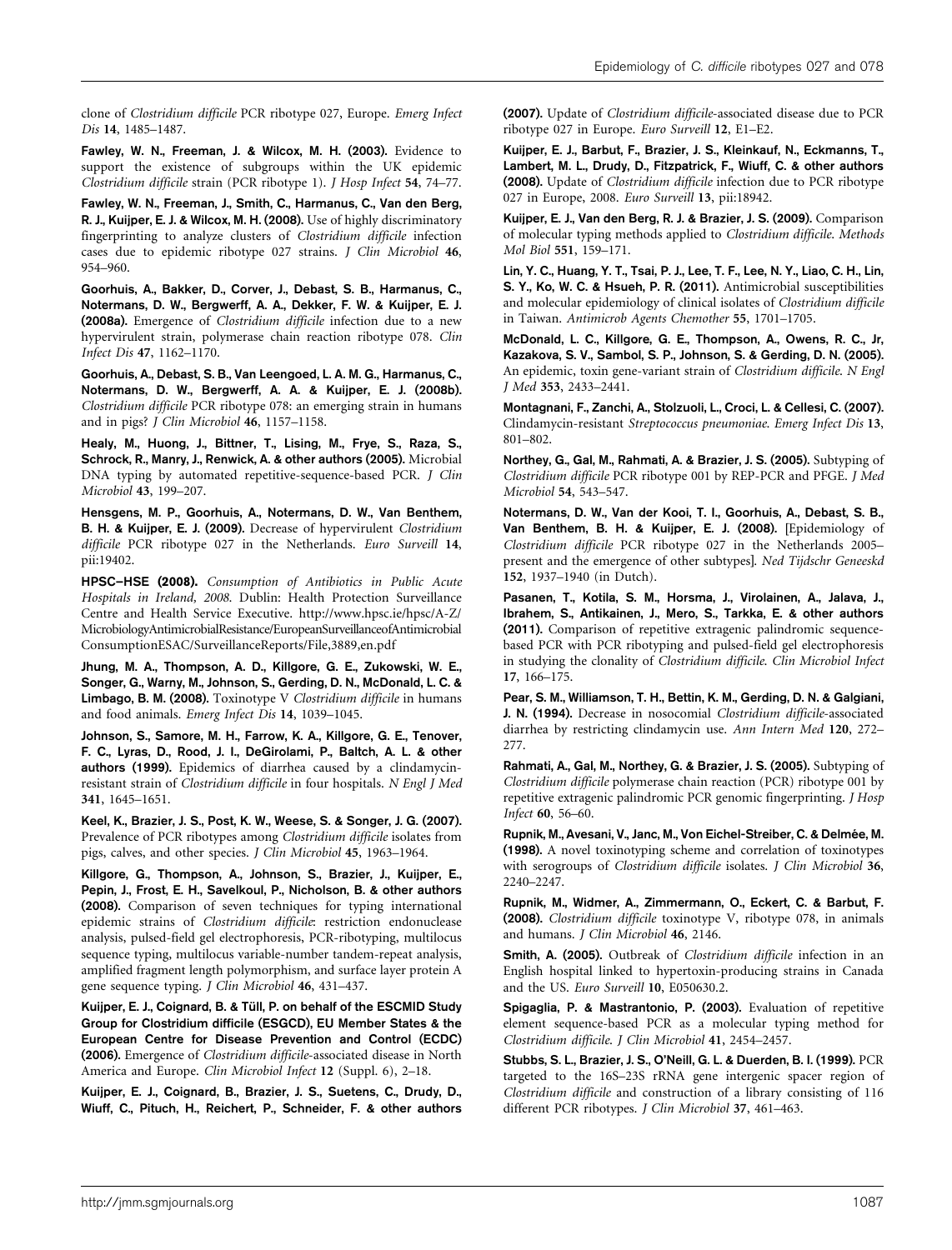clone of *Clostridium difficile* PCR ribotype 027, Europe. *Emerg Infect Dis* **14**, 1485–1487.

**Fawley, W. N., Freeman, J. & Wilcox, M. H. (2003).** Evidence to support the existence of subgroups within the UK epidemic *Clostridium difficile* strain (PCR ribotype 1). *J Hosp Infect* **54**, 74–77.

**Fawley, W. N., Freeman, J., Smith, C., Harmanus, C., Van den Berg, R. J., Kuijper, E. J. & Wilcox, M. H. (2008).** Use of highly discriminatory fingerprinting to analyze clusters of *Clostridium difficile* infection cases due to epidemic ribotype 027 strains. *J Clin Microbiol* **46**, 954–960.

**Goorhuis, A., Bakker, D., Corver, J., Debast, S. B., Harmanus, C., Notermans, D. W., Bergwerff, A. A., Dekker, F. W. & Kuijper, E. J. (2008a).** Emergence of *Clostridium difficile* infection due to a new hypervirulent strain, polymerase chain reaction ribotype 078. *Clin Infect Dis* **47**, 1162–1170.

**Goorhuis, A., Debast, S. B., Van Leengoed, L. A. M. G., Harmanus, C., Notermans, D. W., Bergwerff, A. A. & Kuijper, E. J. (2008b).** *Clostridium difficile* PCR ribotype 078: an emerging strain in humans and in pigs? *J Clin Microbiol* **46**, 1157–1158.

**Healy, M., Huong, J., Bittner, T., Lising, M., Frye, S., Raza, S., Schrock, R., Manry, J., Renwick, A. & other authors (2005).** Microbial DNA typing by automated repetitive-sequence-based PCR. *J Clin Microbiol* **43**, 199–207.

**Hensgens, M. P., Goorhuis, A., Notermans, D. W., Van Benthem, B. H. & Kuijper, E. J. (2009).** Decrease of hypervirulent *Clostridium difficile* PCR ribotype 027 in the Netherlands. *Euro Surveill* **14**, pii:19402.

**HPSC–HSE (2008).** *Consumption of Antibiotics in Public Acute Hospitals in Ireland, 2008.* Dublin: Health Protection Surveillance Centre and Health Service Executive. http://www.hpsc.ie/hpsc/A-Z/MicrobiologyAntimicrobialResistance/EuropeanSurveillanceofAntimicrobialConsumptionESAC/SurveillanceReports/File,3889,en.pdf

**Jhung, M. A., Thompson, A. D., Killgore, G. E., Zukowski, W. E., Songer, G., Warny, M., Johnson, S., Gerding, D. N., McDonald, L. C. & Limbago, B. M. (2008).** Toxinotype V *Clostridium difficile* in humans and food animals. *Emerg Infect Dis* **14**, 1039–1045.

**Johnson, S., Samore, M. H., Farrow, K. A., Killgore, G. E., Tenover, F. C., Lyras, D., Rood, J. I., DeGirolami, P., Baltch, A. L. & other authors (1999).** Epidemics of diarrhea caused by a clindamycin-resistant strain of *Clostridium difficile* in four hospitals. *N Engl J Med* **341**, 1645–1651.

**Keel, K., Brazier, J. S., Post, K. W., Weese, S. & Songer, J. G. (2007).** Prevalence of PCR ribotypes among *Clostridium difficile* isolates from pigs, calves, and other species. *J Clin Microbiol* **45**, 1963–1964.

**Killgore, G., Thompson, A., Johnson, S., Brazier, J., Kuijper, E., Pepin, J., Frost, E. H., Savelkoul, P., Nicholson, B. & other authors (2008).** Comparison of seven techniques for typing international epidemic strains of *Clostridium difficile*: restriction endonuclease analysis, pulsed-field gel electrophoresis, PCR-ribotyping, multilocus sequence typing, multilocus variable-number tandem-repeat analysis, amplified fragment length polymorphism, and surface layer protein A gene sequence typing. *J Clin Microbiol* **46**, 431–437.

**Kuijper, E. J., Coignard, B. & Tüll, P. on behalf of the ESCMID Study Group for Clostridium difficile (ESGCD), EU Member States & the European Centre for Disease Prevention and Control (ECDC) (2006).** Emergence of *Clostridium difficile*-associated disease in North America and Europe. *Clin Microbiol Infect* **12** (Suppl. 6), 2–18.

**Kuijper, E. J., Coignard, B., Brazier, J. S., Suetens, C., Drudy, D., Wiuff, C., Pituch, H., Reichert, P., Schneider, F. & other authors (2007).** Update of *Clostridium difficile*-associated disease due to PCR ribotype 027 in Europe. *Euro Surveill* **12**, E1–E2.

**Kuijper, E. J., Barbut, F., Brazier, J. S., Kleinkauf, N., Eckmanns, T., Lambert, M. L., Drudy, D., Fitzpatrick, F., Wiuff, C. & other authors (2008).** Update of *Clostridium difficile* infection due to PCR ribotype 027 in Europe, 2008. *Euro Surveill* **13**, pii:18942.

**Kuijper, E. J., Van den Berg, R. J. & Brazier, J. S. (2009).** Comparison of molecular typing methods applied to *Clostridium difficile*. *Methods Mol Biol* **551**, 159–171.

**Lin, Y. C., Huang, Y. T., Tsai, P. J., Lee, T. F., Lee, N. Y., Liao, C. H., Lin, S. Y., Ko, W. C. & Hsueh, P. R. (2011).** Antimicrobial susceptibilities and molecular epidemiology of clinical isolates of *Clostridium difficile* in Taiwan. *Antimicrob Agents Chemother* **55**, 1701–1705.

**McDonald, L. C., Killgore, G. E., Thompson, A., Owens, R. C., Jr, Kazakova, S. V., Sambol, S. P., Johnson, S. & Gerding, D. N. (2005).** An epidemic, toxin gene-variant strain of *Clostridium difficile*. *N Engl J Med* **353**, 2433–2441.

**Montagnani, F., Zanchi, A., Stolzuoli, L., Croci, L. & Cellesi, C. (2007).** Clindamycin-resistant *Streptococcus pneumoniae*. *Emerg Infect Dis* **13**, 801–802.

**Northey, G., Gal, M., Rahmati, A. & Brazier, J. S. (2005).** Subtyping of *Clostridium difficile* PCR ribotype 001 by REP-PCR and PFGE. *J Med Microbiol* **54**, 543–547.

**Notermans, D. W., Van der Kooi, T. I., Goorhuis, A., Debast, S. B., Van Benthem, B. H. & Kuijper, E. J. (2008).** [Epidemiology of *Clostridium difficile* PCR ribotype 027 in the Netherlands 2005–present and the emergence of other subtypes]. *Ned Tijdschr Geneeskd* **152**, 1937–1940 (in Dutch).

**Pasanen, T., Kotila, S. M., Horsma, J., Virolainen, A., Jalava, J., Ibrahem, S., Antikainen, J., Mero, S., Tarkka, E. & other authors (2011).** Comparison of repetitive extragenic palindromic sequence-based PCR with PCR ribotyping and pulsed-field gel electrophoresis in studying the clonality of *Clostridium difficile*. *Clin Microbiol Infect* **17**, 166–175.

**Pear, S. M., Williamson, T. H., Bettin, K. M., Gerding, D. N. & Galgiani, J. N. (1994).** Decrease in nosocomial *Clostridium difficile*-associated diarrhea by restricting clindamycin use. *Ann Intern Med* **120**, 272–277.

**Rahmati, A., Gal, M., Northey, G. & Brazier, J. S. (2005).** Subtyping of *Clostridium difficile* polymerase chain reaction (PCR) ribotype 001 by repetitive extragenic palindromic PCR genomic fingerprinting. *J Hosp Infect* **60**, 56–60.

**Rupnik, M., Avesani, V., Janc, M., Von Eichel-Streiber, C. & Delmée, M. (1998).** A novel toxinotyping scheme and correlation of toxinotypes with serogroups of *Clostridium difficile* isolates. *J Clin Microbiol* **36**, 2240–2247.

**Rupnik, M., Widmer, A., Zimmermann, O., Eckert, C. & Barbut, F. (2008).** *Clostridium difficile* toxinotype V, ribotype 078, in animals and humans. *J Clin Microbiol* **46**, 2146.

**Smith, A. (2005).** Outbreak of *Clostridium difficile* infection in an English hospital linked to hypertoxin-producing strains in Canada and the US. *Euro Surveill* **10**, E050630.2.

**Spigaglia, P. & Mastrantonio, P. (2003).** Evaluation of repetitive element sequence-based PCR as a molecular typing method for *Clostridium difficile*. *J Clin Microbiol* **41**, 2454–2457.

**Stubbs, S. L., Brazier, J. S., O'Neill, G. L. & Duerden, B. I. (1999).** PCR targeted to the 16S–23S rRNA gene intergenic spacer region of *Clostridium difficile* and construction of a library consisting of 116 different PCR ribotypes. *J Clin Microbiol* **37**, 461–463.